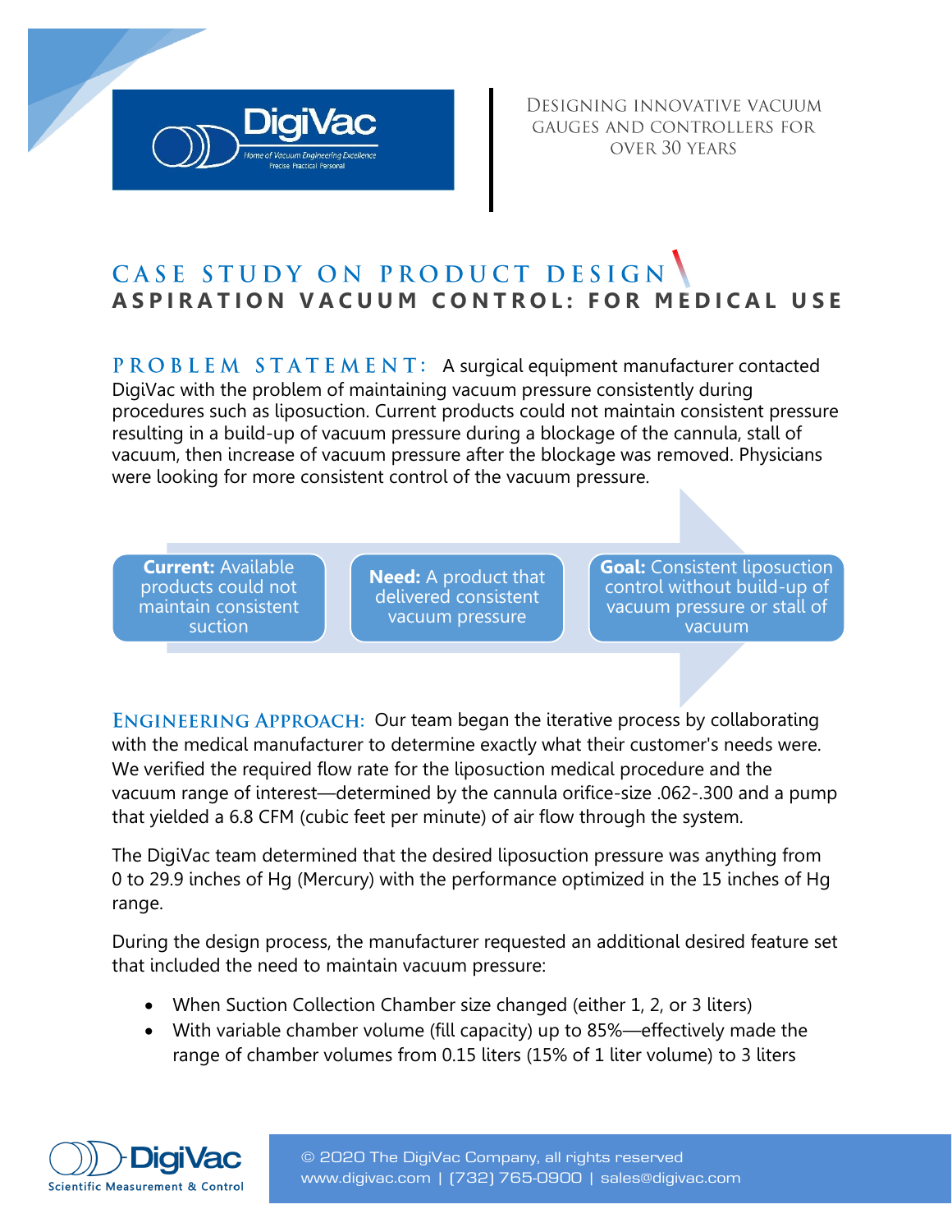DigiVac

Home of Vacuum Engineering Excellence
Precise. Practical. Personal

Designing innovative vacuum gauges and controllers for over 30 years

# CASE STUDY ON PRODUCT DESIGN
## ASPIRATION VACUUM CONTROL: FOR MEDICAL USE

**PROBLEM STATEMENT:** A surgical equipment manufacturer contacted DigiVac with the problem of maintaining vacuum pressure consistently during procedures such as liposuction. Current products could not maintain consistent pressure resulting in a build-up of vacuum pressure during a blockage of the cannula, stall of vacuum, then increase of vacuum pressure after the blockage was removed. Physicians were looking for more consistent control of the vacuum pressure.

**Current:** Available products could not maintain consistent suction

**Need:** A product that delivered consistent vacuum pressure

**Goal:** Consistent liposuction control without build-up of vacuum pressure or stall of vacuum

**ENGINEERING APPROACH:** Our team began the iterative process by collaborating with the medical manufacturer to determine exactly what their customer's needs were. We verified the required flow rate for the liposuction medical procedure and the vacuum range of interest—determined by the cannula orifice-size .062-.300 and a pump that yielded a 6.8 CFM (cubic feet per minute) of air flow through the system.

The DigiVac team determined that the desired liposuction pressure was anything from 0 to 29.9 inches of Hg (Mercury) with the performance optimized in the 15 inches of Hg range.

During the design process, the manufacturer requested an additional desired feature set that included the need to maintain vacuum pressure:

- When Suction Collection Chamber size changed (either 1, 2, or 3 liters)
- With variable chamber volume (fill capacity) up to 85%—effectively made the range of chamber volumes from 0.15 liters (15% of 1 liter volume) to 3 liters

DigiVac
Scientific Measurement & Control

© 2020 The DigiVac Company, all rights reserved
www.digivac.com | (732) 765-0900 | sales@digivac.com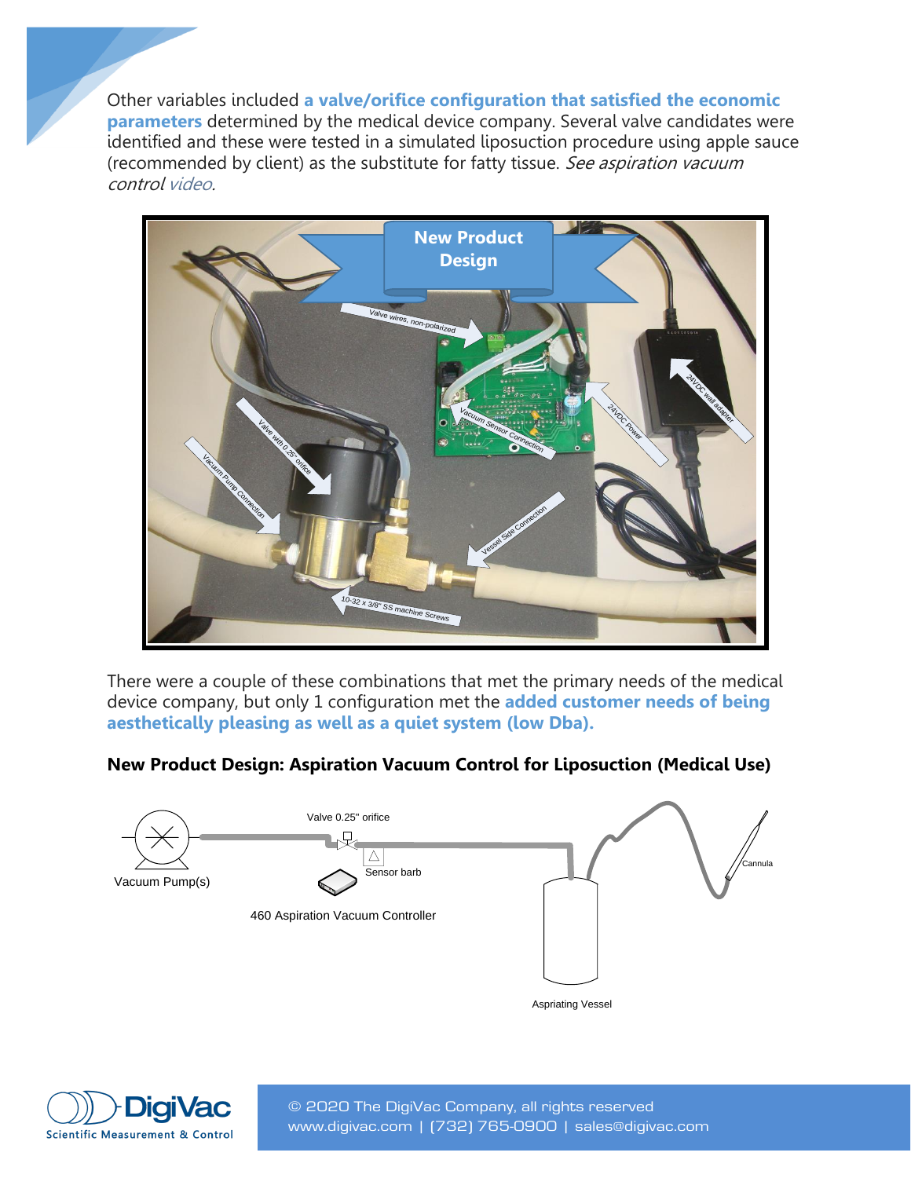Other variables included **a valve/orifice configuration that satisfied the economic parameters** determined by the medical device company. Several valve candidates were identified and these were tested in a simulated liposuction procedure using apple sauce (recommended by client) as the substitute for fatty tissue. *See aspiration vacuum control video*.

There were a couple of these combinations that met the primary needs of the medical device company, but only 1 configuration met the **added customer needs of being aesthetically pleasing as well as a quiet system (low Dba).**

**New Product Design: Aspiration Vacuum Control for Liposuction (Medical Use)**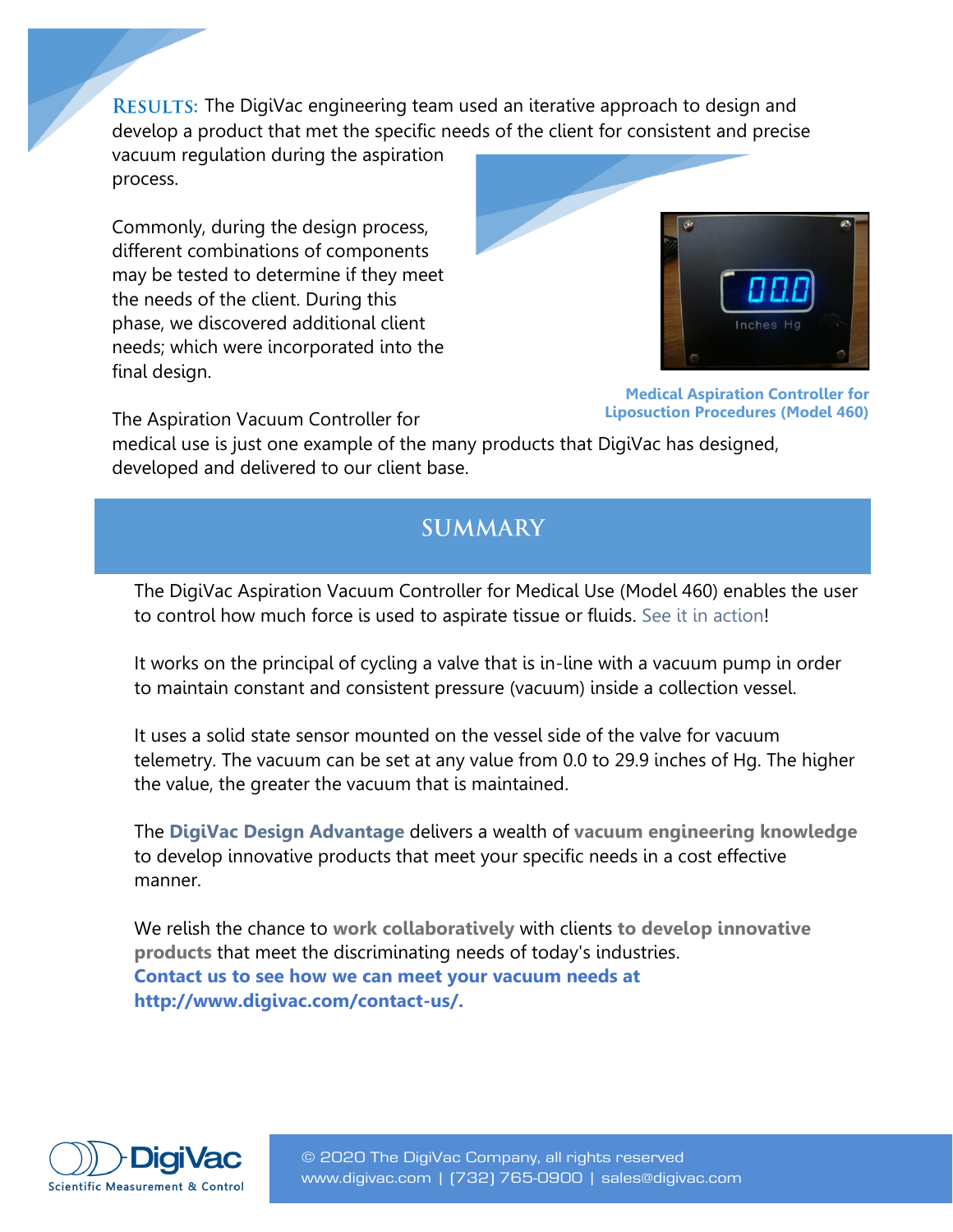**RESULTS:** The DigiVac engineering team used an iterative approach to design and develop a product that met the specific needs of the client for consistent and precise vacuum regulation during the aspiration process.

Commonly, during the design process, different combinations of components may be tested to determine if they meet the needs of the client. During this phase, we discovered additional client needs; which were incorporated into the final design.

**Medical Aspiration Controller for Liposuction Procedures (Model 460)**

The Aspiration Vacuum Controller for medical use is just one example of the many products that DigiVac has designed, developed and delivered to our client base.

## SUMMARY

The DigiVac Aspiration Vacuum Controller for Medical Use (Model 460) enables the user to control how much force is used to aspirate tissue or fluids. See it in action!

It works on the principal of cycling a valve that is in-line with a vacuum pump in order to maintain constant and consistent pressure (vacuum) inside a collection vessel.

It uses a solid state sensor mounted on the vessel side of the valve for vacuum telemetry. The vacuum can be set at any value from 0.0 to 29.9 inches of Hg. The higher the value, the greater the vacuum that is maintained.

The **DigiVac Design Advantage** delivers a wealth of **vacuum engineering knowledge** to develop innovative products that meet your specific needs in a cost effective manner.

We relish the chance to **work collaboratively** with clients **to develop innovative products** that meet the discriminating needs of today's industries.
**Contact us to see how we can meet your vacuum needs at http://www.digivac.com/contact-us/.**

DigiVac Scientific Measurement & Control

© 2020 The DigiVac Company, all rights reserved
www.digivac.com | (732) 765-0900 | sales@digivac.com